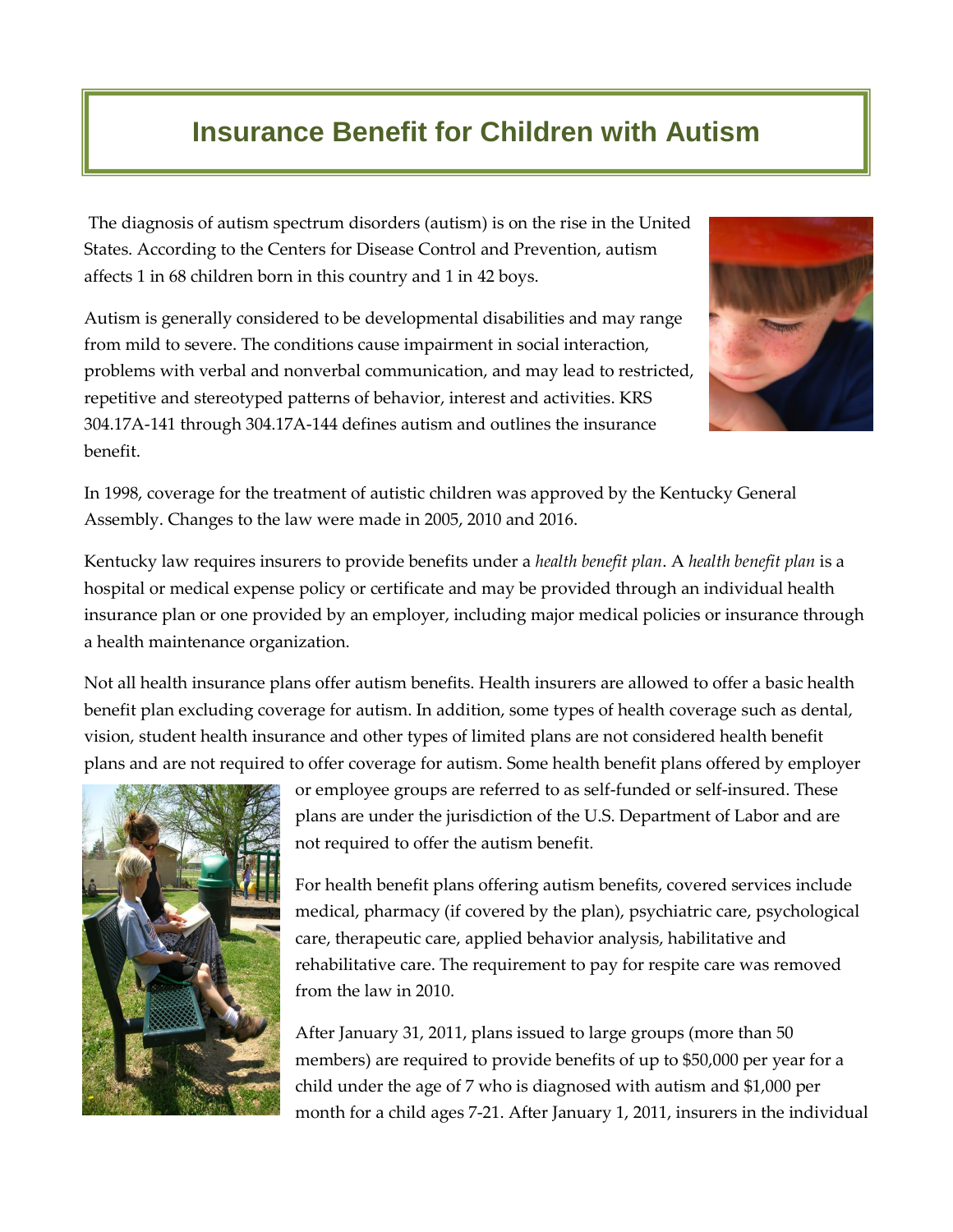# Insurance Benefit for Children with Autism

The diagnosis of autism spectrum disorders (autism) is on the rise in the United States. According to the Centers for Disease Control and Prevention, autism affects 1 in 68 children born in this country and 1 in 42 boys.

Autism is generally considered to be developmental disabilities and may range from mild to severe. The conditions cause impairment in social interaction, problems with verbal and nonverbal communication, and may lead to restricted, repetitive and stereotyped patterns of behavior, interest and activities. KRS 304.17A-141 through 304.17A-144 defines autism and outlines the insurance benefit.

In 1998, coverage for the treatment of autistic children was approved by the Kentucky General Assembly. Changes to the law were made in 2005, 2010 and 2016.

Kentucky law requires insurers to provide benefits under a *health benefit plan*. A *health benefit plan* is a hospital or medical expense policy or certificate and may be provided through an individual health insurance plan or one provided by an employer, including major medical policies or insurance through a health maintenance organization.

Not all health insurance plans offer autism benefits. Health insurers are allowed to offer a basic health benefit plan excluding coverage for autism. In addition, some types of health coverage such as dental, vision, student health insurance and other types of limited plans are not considered health benefit plans and are not required to offer coverage for autism. Some health benefit plans offered by employer or employee groups are referred to as self-funded or self-insured. These plans are under the jurisdiction of the U.S. Department of Labor and are not required to offer the autism benefit.

For health benefit plans offering autism benefits, covered services include medical, pharmacy (if covered by the plan), psychiatric care, psychological care, therapeutic care, applied behavior analysis, habilitative and rehabilitative care. The requirement to pay for respite care was removed from the law in 2010.

After January 31, 2011, plans issued to large groups (more than 50 members) are required to provide benefits of up to $50,000 per year for a child under the age of 7 who is diagnosed with autism and $1,000 per month for a child ages 7-21. After January 1, 2011, insurers in the individual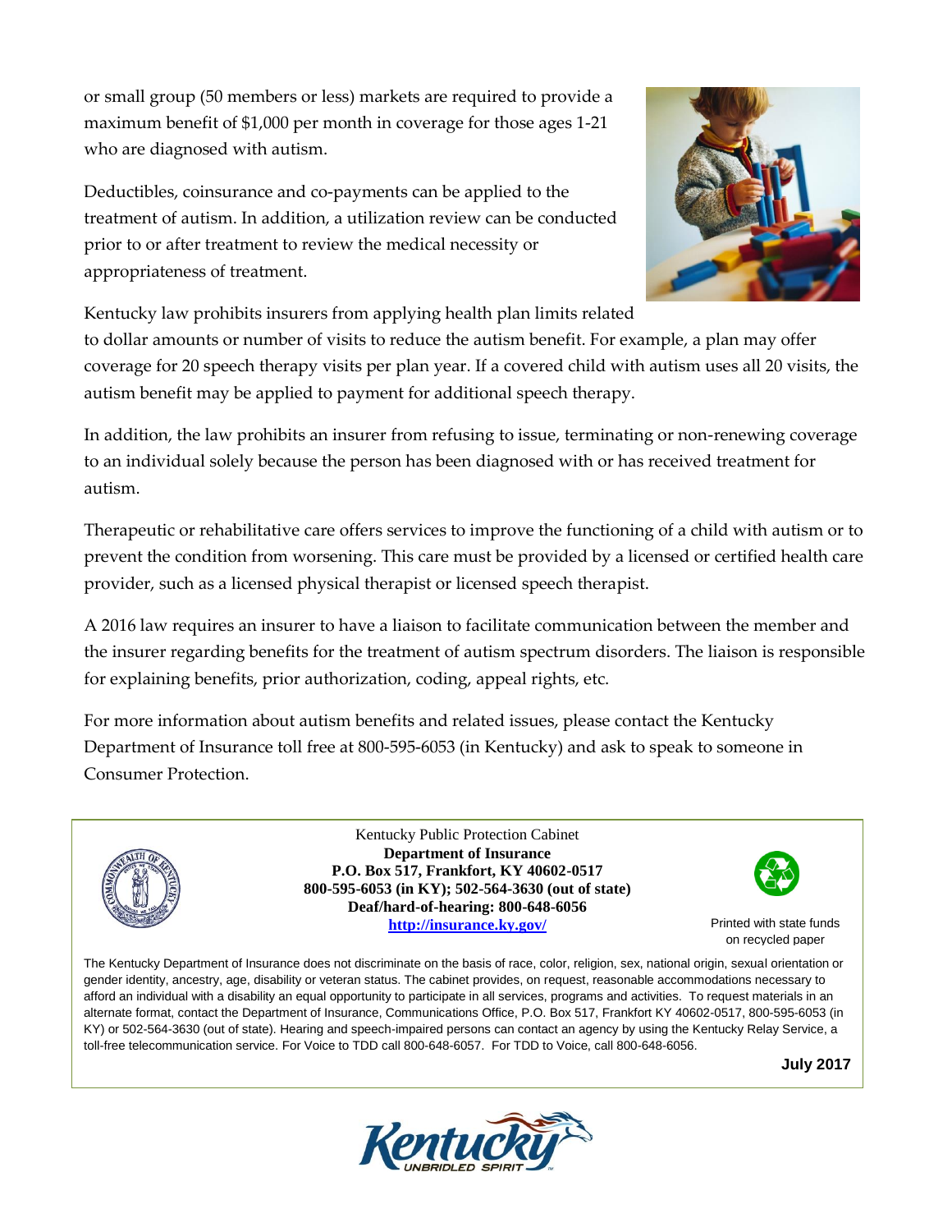or small group (50 members or less) markets are required to provide a maximum benefit of $1,000 per month in coverage for those ages 1-21 who are diagnosed with autism.

Deductibles, coinsurance and co-payments can be applied to the treatment of autism. In addition, a utilization review can be conducted prior to or after treatment to review the medical necessity or appropriateness of treatment.

Kentucky law prohibits insurers from applying health plan limits related to dollar amounts or number of visits to reduce the autism benefit. For example, a plan may offer coverage for 20 speech therapy visits per plan year. If a covered child with autism uses all 20 visits, the autism benefit may be applied to payment for additional speech therapy.

In addition, the law prohibits an insurer from refusing to issue, terminating or non-renewing coverage to an individual solely because the person has been diagnosed with or has received treatment for autism.

Therapeutic or rehabilitative care offers services to improve the functioning of a child with autism or to prevent the condition from worsening. This care must be provided by a licensed or certified health care provider, such as a licensed physical therapist or licensed speech therapist.

A 2016 law requires an insurer to have a liaison to facilitate communication between the member and the insurer regarding benefits for the treatment of autism spectrum disorders. The liaison is responsible for explaining benefits, prior authorization, coding, appeal rights, etc.

For more information about autism benefits and related issues, please contact the Kentucky Department of Insurance toll free at 800-595-6053 (in Kentucky) and ask to speak to someone in Consumer Protection.

Kentucky Public Protection Cabinet
**Department of Insurance**
**P.O. Box 517, Frankfort, KY 40602-0517**
**800-595-6053 (in KY); 502-564-3630 (out of state)**
**Deaf/hard-of-hearing: 800-648-6056**
**http://insurance.ky.gov/**

Printed with state funds on recycled paper

The Kentucky Department of Insurance does not discriminate on the basis of race, color, religion, sex, national origin, sexual orientation or gender identity, ancestry, age, disability or veteran status. The cabinet provides, on request, reasonable accommodations necessary to afford an individual with a disability an equal opportunity to participate in all services, programs and activities. To request materials in an alternate format, contact the Department of Insurance, Communications Office, P.O. Box 517, Frankfort KY 40602-0517, 800-595-6053 (in KY) or 502-564-3630 (out of state). Hearing and speech-impaired persons can contact an agency by using the Kentucky Relay Service, a toll-free telecommunication service. For Voice to TDD call 800-648-6057. For TDD to Voice, call 800-648-6056.

**July 2017**

Kentucky UNBRIDLED SPIRIT